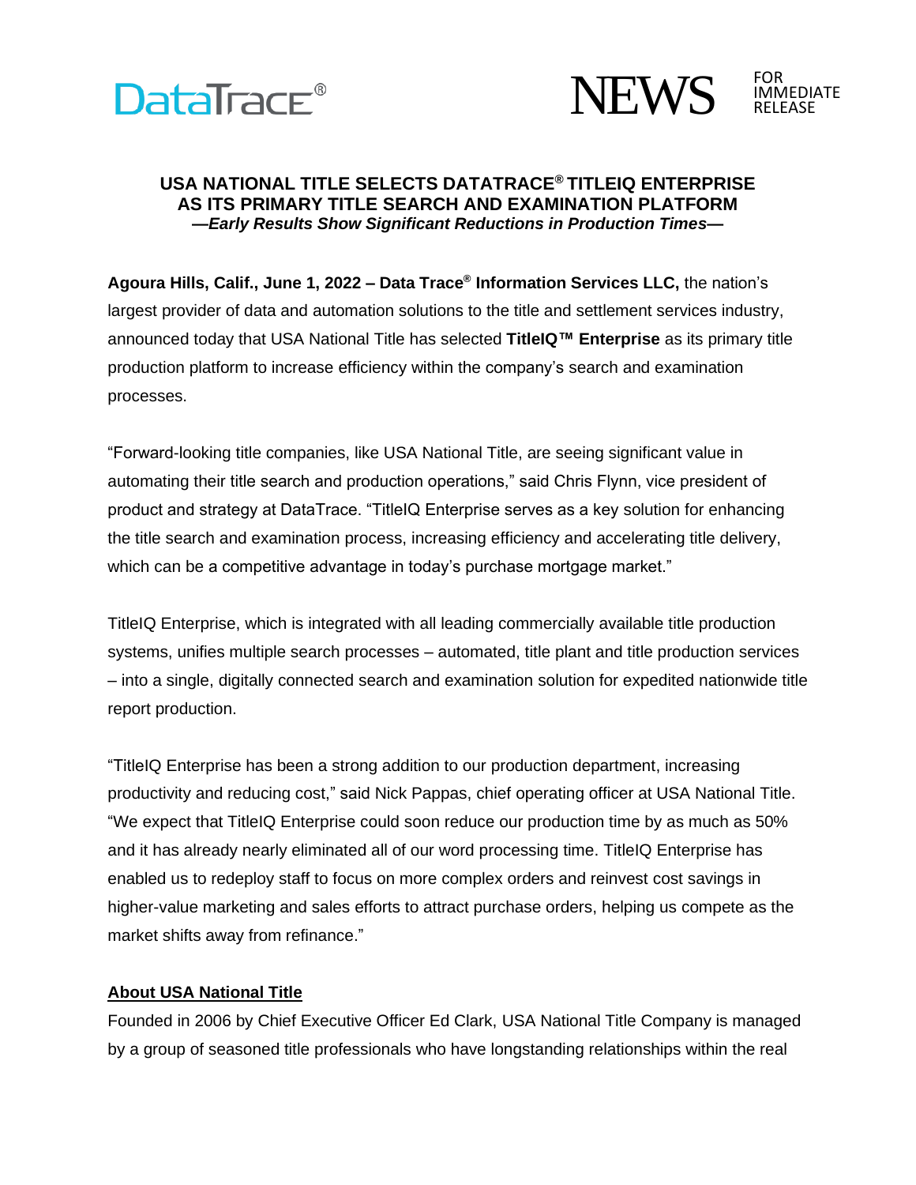DataTrace®

NEWS FOR IMMEDIATE RELEASE

# USA NATIONAL TITLE SELECTS DATATRACE® TITLEIQ ENTERPRISE AS ITS PRIMARY TITLE SEARCH AND EXAMINATION PLATFORM

***—Early Results Show Significant Reductions in Production Times—***

**Agoura Hills, Calif., June 1, 2022 – Data Trace® Information Services LLC,** the nation's largest provider of data and automation solutions to the title and settlement services industry, announced today that USA National Title has selected **TitleIQ™ Enterprise** as its primary title production platform to increase efficiency within the company's search and examination processes.

"Forward-looking title companies, like USA National Title, are seeing significant value in automating their title search and production operations," said Chris Flynn, vice president of product and strategy at DataTrace. "TitleIQ Enterprise serves as a key solution for enhancing the title search and examination process, increasing efficiency and accelerating title delivery, which can be a competitive advantage in today's purchase mortgage market."

TitleIQ Enterprise, which is integrated with all leading commercially available title production systems, unifies multiple search processes – automated, title plant and title production services – into a single, digitally connected search and examination solution for expedited nationwide title report production.

"TitleIQ Enterprise has been a strong addition to our production department, increasing productivity and reducing cost," said Nick Pappas, chief operating officer at USA National Title. "We expect that TitleIQ Enterprise could soon reduce our production time by as much as 50% and it has already nearly eliminated all of our word processing time. TitleIQ Enterprise has enabled us to redeploy staff to focus on more complex orders and reinvest cost savings in higher-value marketing and sales efforts to attract purchase orders, helping us compete as the market shifts away from refinance."

## About USA National Title

Founded in 2006 by Chief Executive Officer Ed Clark, USA National Title Company is managed by a group of seasoned title professionals who have longstanding relationships within the real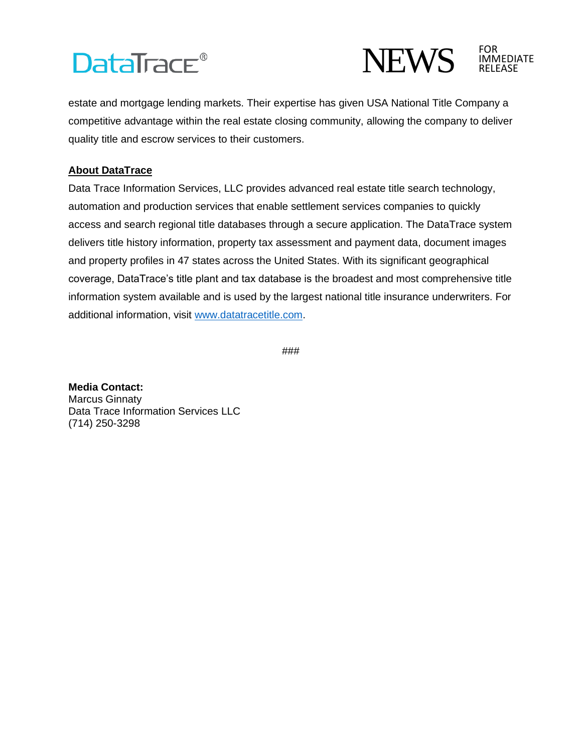estate and mortgage lending markets. Their expertise has given USA National Title Company a competitive advantage within the real estate closing community, allowing the company to deliver quality title and escrow services to their customers.

**About DataTrace**

Data Trace Information Services, LLC provides advanced real estate title search technology, automation and production services that enable settlement services companies to quickly access and search regional title databases through a secure application. The DataTrace system delivers title history information, property tax assessment and payment data, document images and property profiles in 47 states across the United States. With its significant geographical coverage, DataTrace's title plant and tax database is the broadest and most comprehensive title information system available and is used by the largest national title insurance underwriters. For additional information, visit [www.datatracetitle.com](http://www.datatracetitle.com).

###

**Media Contact:**
Marcus Ginnaty
Data Trace Information Services LLC
(714) 250-3298